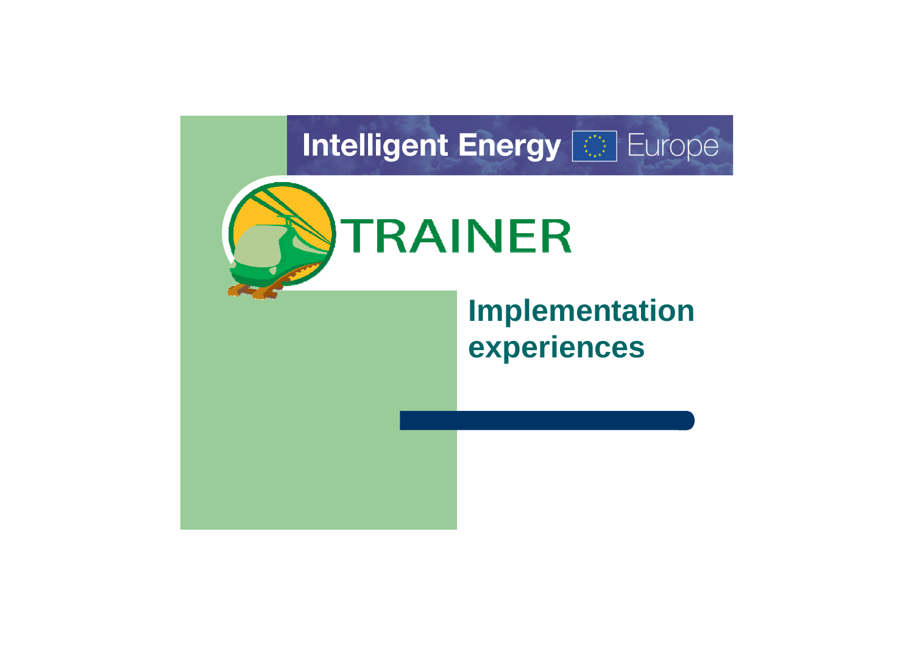Intelligent Energy Europe

# TRAINER

## Implementation experiences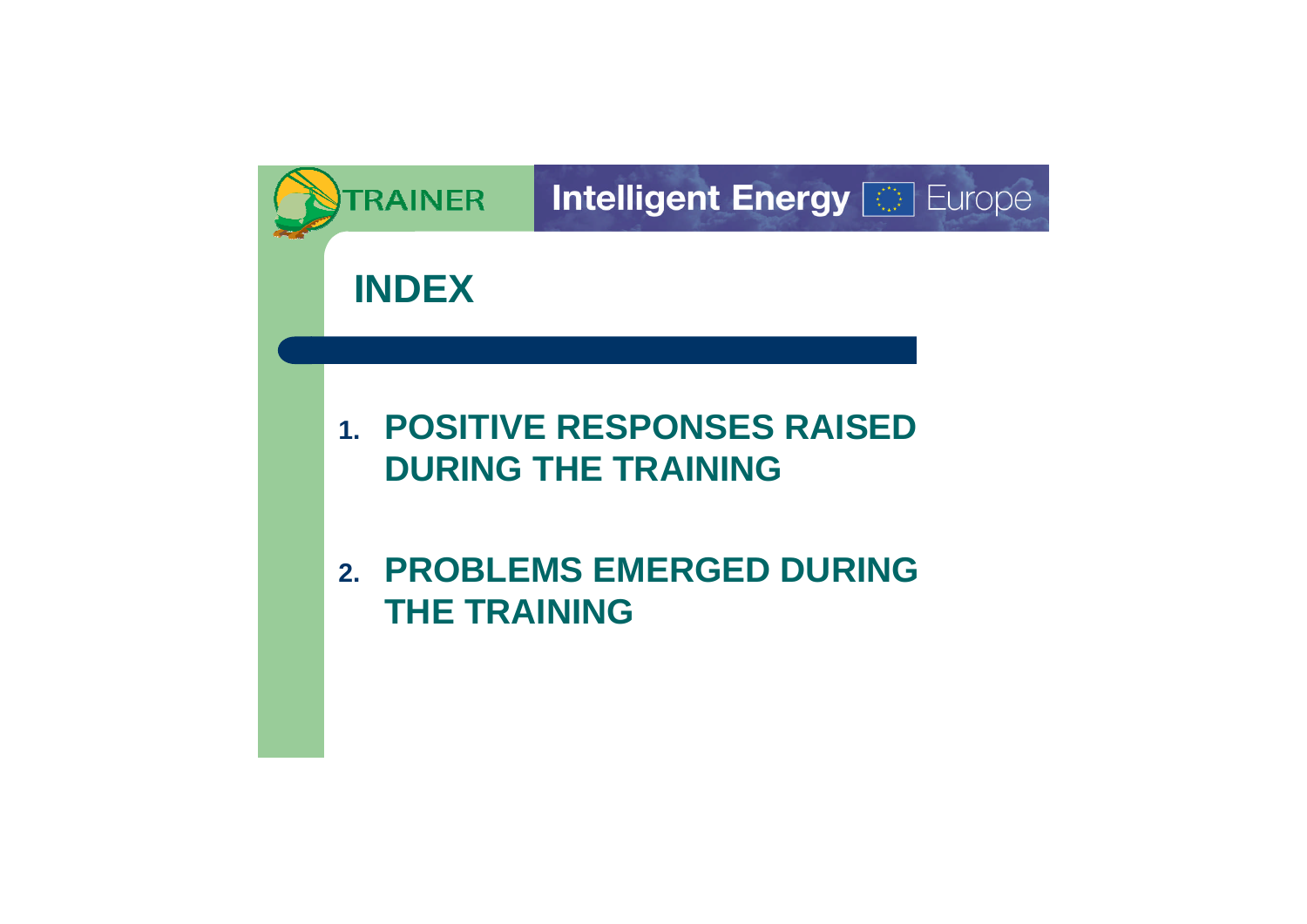# INDEX

1. **POSITIVE RESPONSES RAISED DURING THE TRAINING**

2. **PROBLEMS EMERGED DURING THE TRAINING**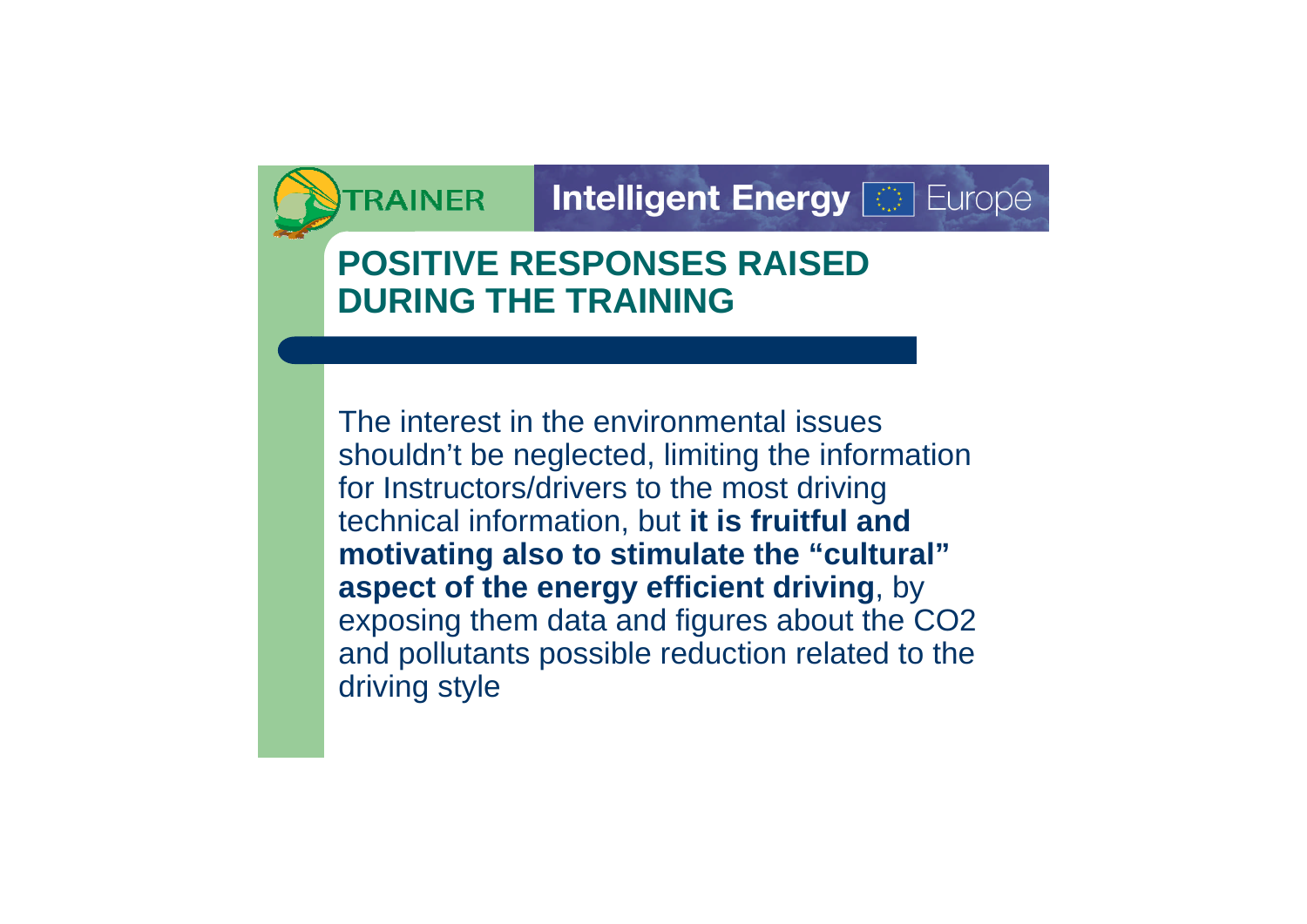## POSITIVE RESPONSES RAISED DURING THE TRAINING

The interest in the environmental issues shouldn’t be neglected, limiting the information for Instructors/drivers to the most driving technical information, but **it is fruitful and motivating also to stimulate the “cultural” aspect of the energy efficient driving**, by exposing them data and figures about the $CO_2$ and pollutants possible reduction related to the driving style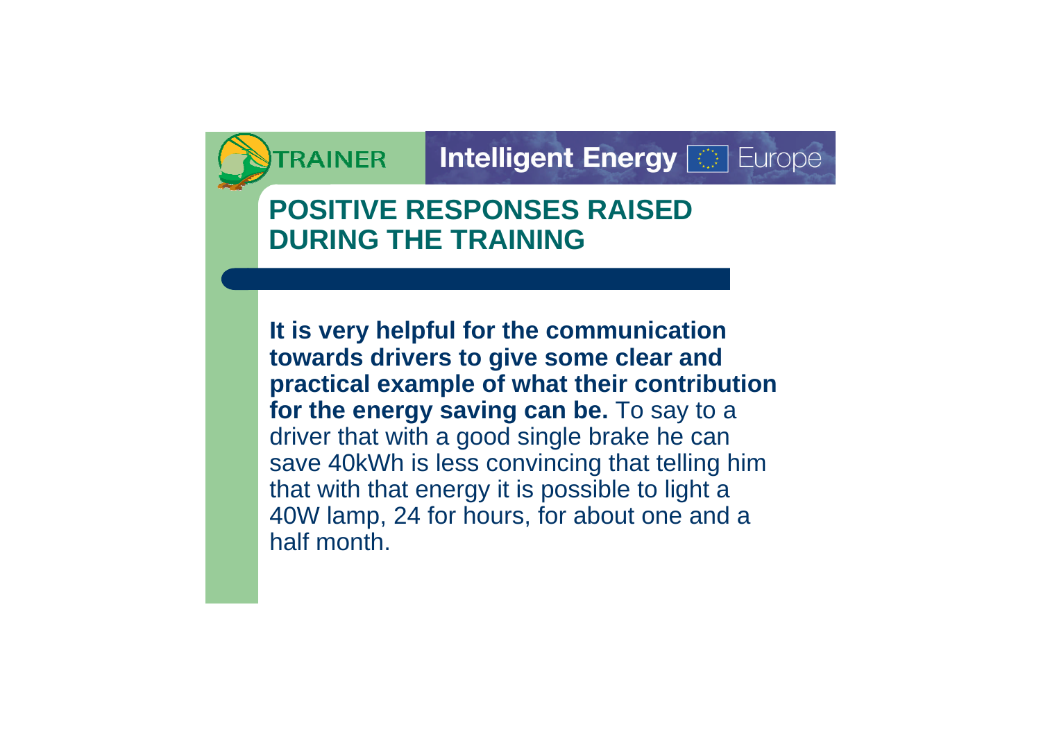## POSITIVE RESPONSES RAISED DURING THE TRAINING

**It is very helpful for the communication towards drivers to give some clear and practical example of what their contribution for the energy saving can be.** To say to a driver that with a good single brake he can save 40kWh is less convincing that telling him that with that energy it is possible to light a 40W lamp, 24 for hours, for about one and a half month.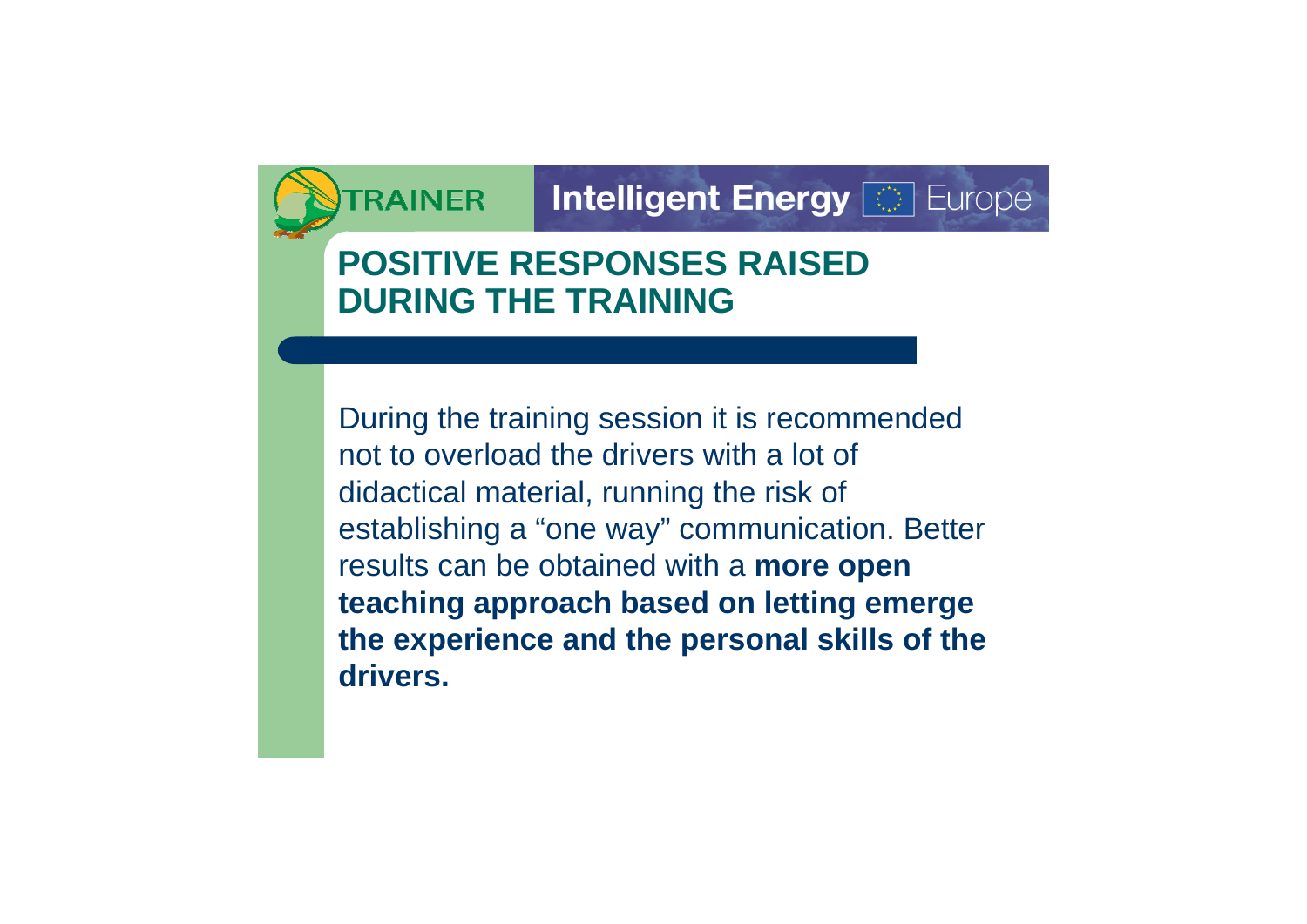# POSITIVE RESPONSES RAISED DURING THE TRAINING

During the training session it is recommended not to overload the drivers with a lot of didactical material, running the risk of establishing a “one way” communication. Better results can be obtained with a **more open teaching approach based on letting emerge the experience and the personal skills of the drivers.**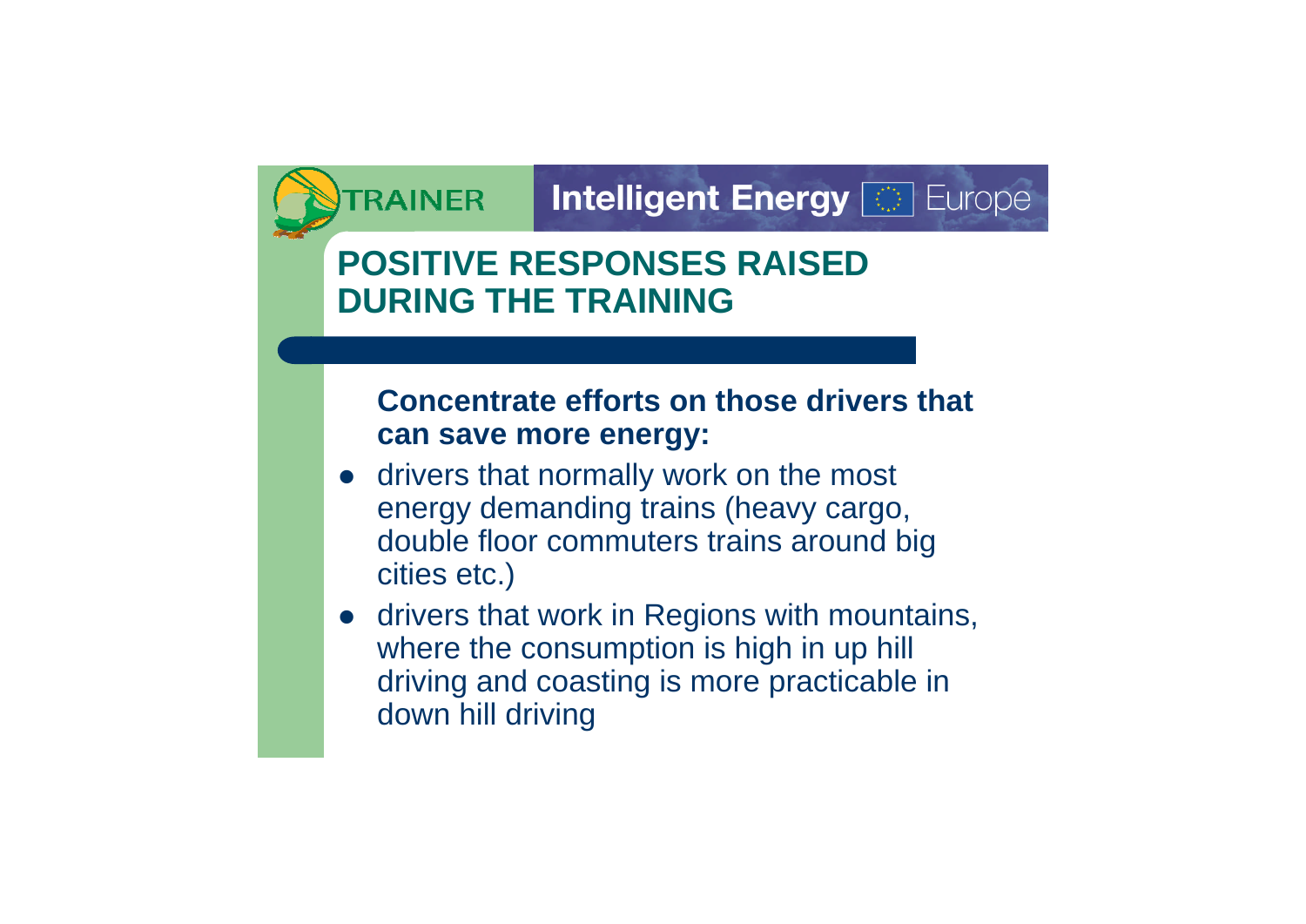# POSITIVE RESPONSES RAISED DURING THE TRAINING

**Concentrate efforts on those drivers that can save more energy:**

- drivers that normally work on the most energy demanding trains (heavy cargo, double floor commuters trains around big cities etc.)
- drivers that work in Regions with mountains, where the consumption is high in up hill driving and coasting is more practicable in down hill driving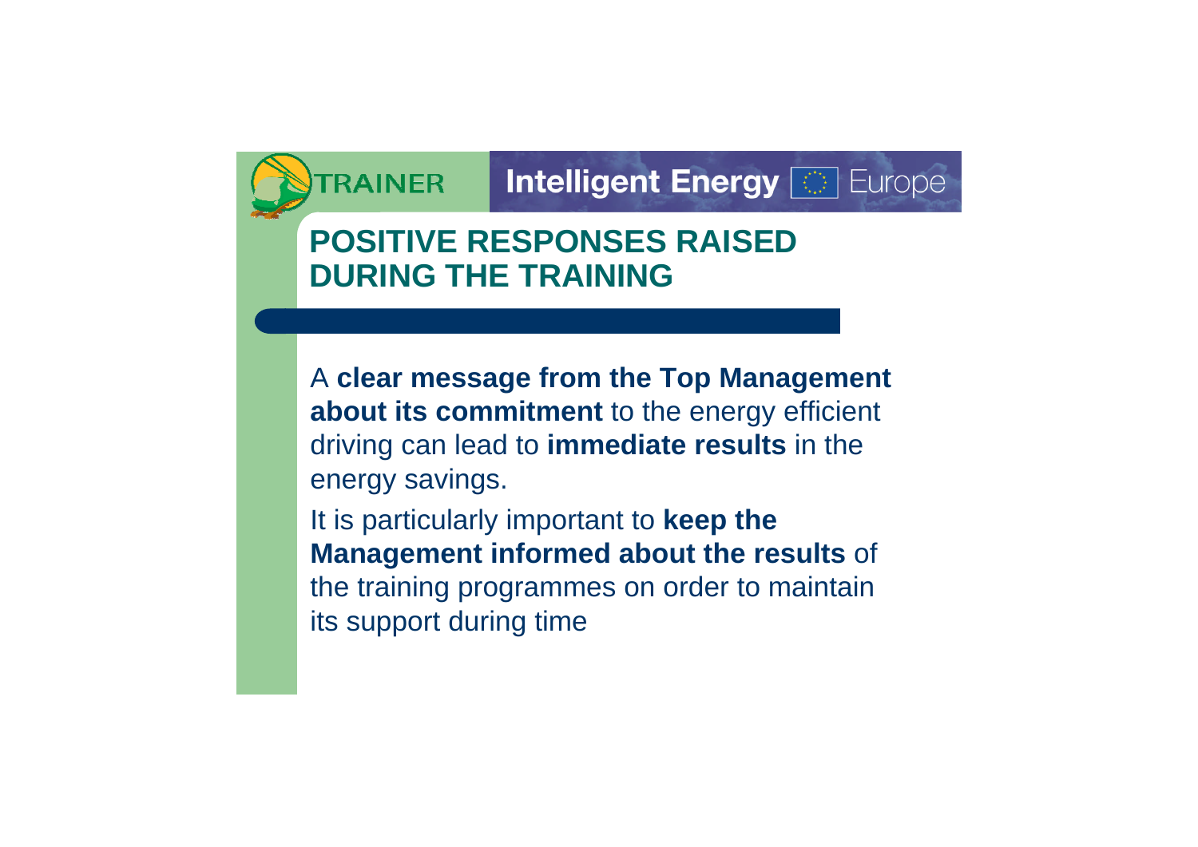# POSITIVE RESPONSES RAISED DURING THE TRAINING

A **clear message from the Top Management about its commitment** to the energy efficient driving can lead to **immediate results** in the energy savings.

It is particularly important to **keep the Management informed about the results** of the training programmes on order to maintain its support during time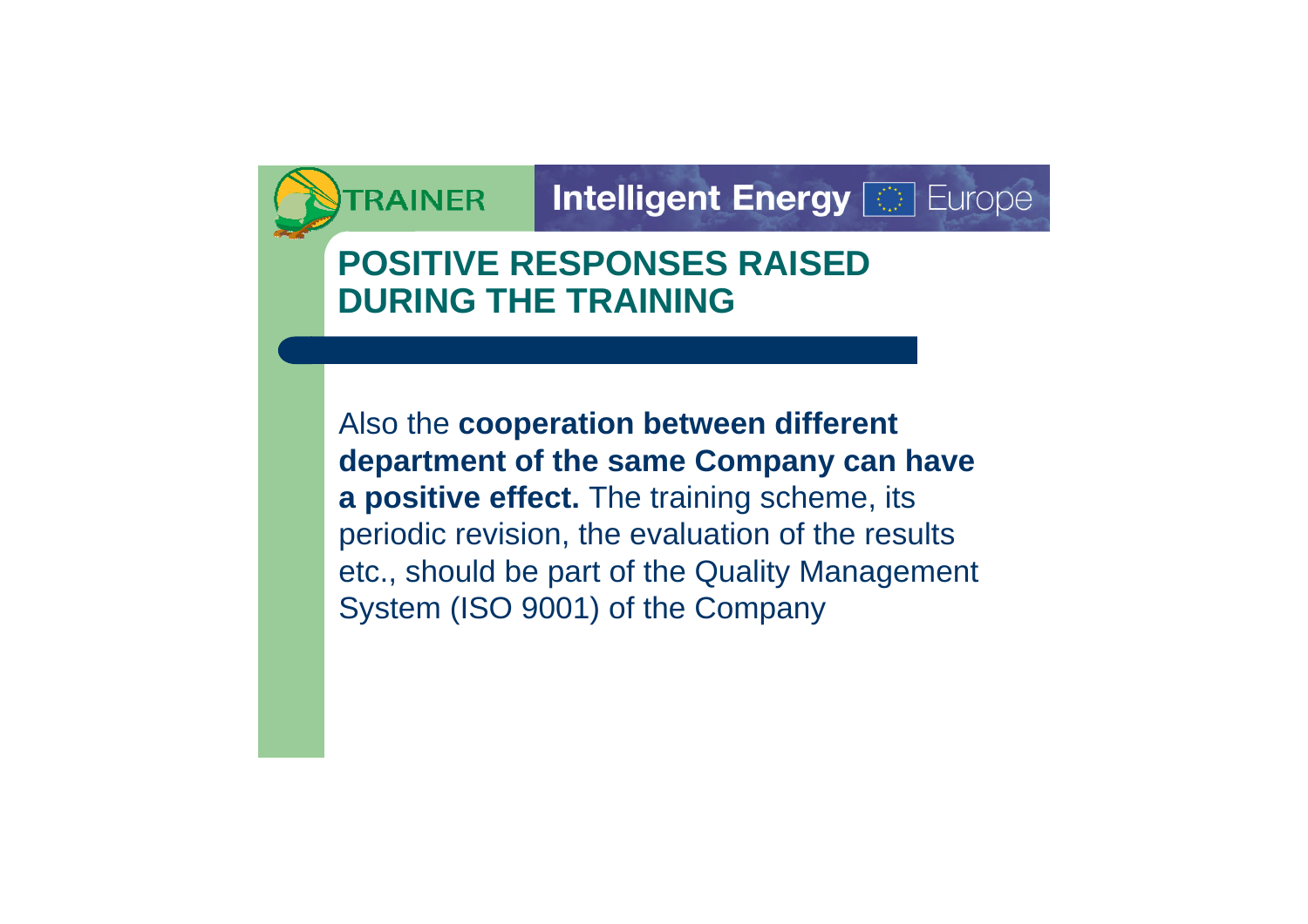## POSITIVE RESPONSES RAISED DURING THE TRAINING

Also the **cooperation between different department of the same Company can have a positive effect.** The training scheme, its periodic revision, the evaluation of the results etc., should be part of the Quality Management System (ISO 9001) of the Company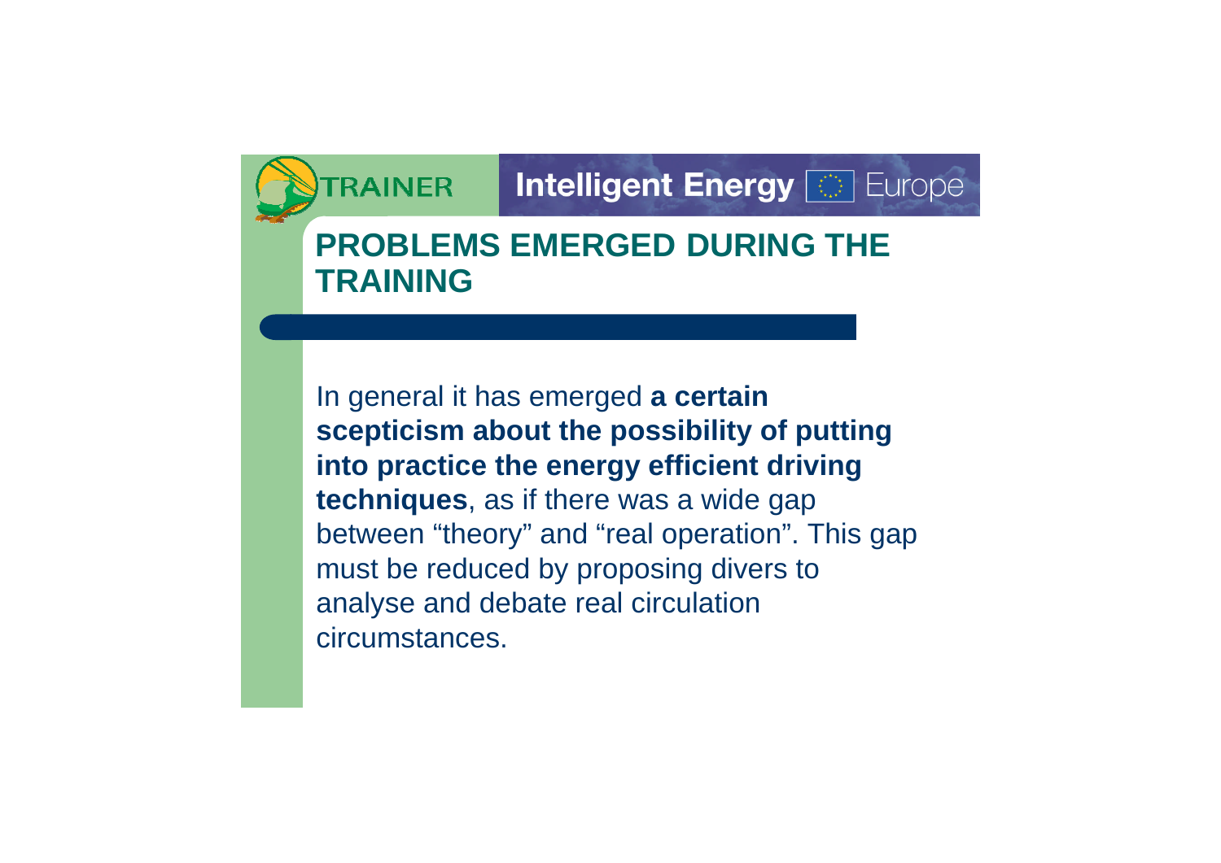## PROBLEMS EMERGED DURING THE TRAINING

In general it has emerged **a certain scepticism about the possibility of putting into practice the energy efficient driving techniques**, as if there was a wide gap between “theory” and “real operation”. This gap must be reduced by proposing divers to analyse and debate real circulation circumstances.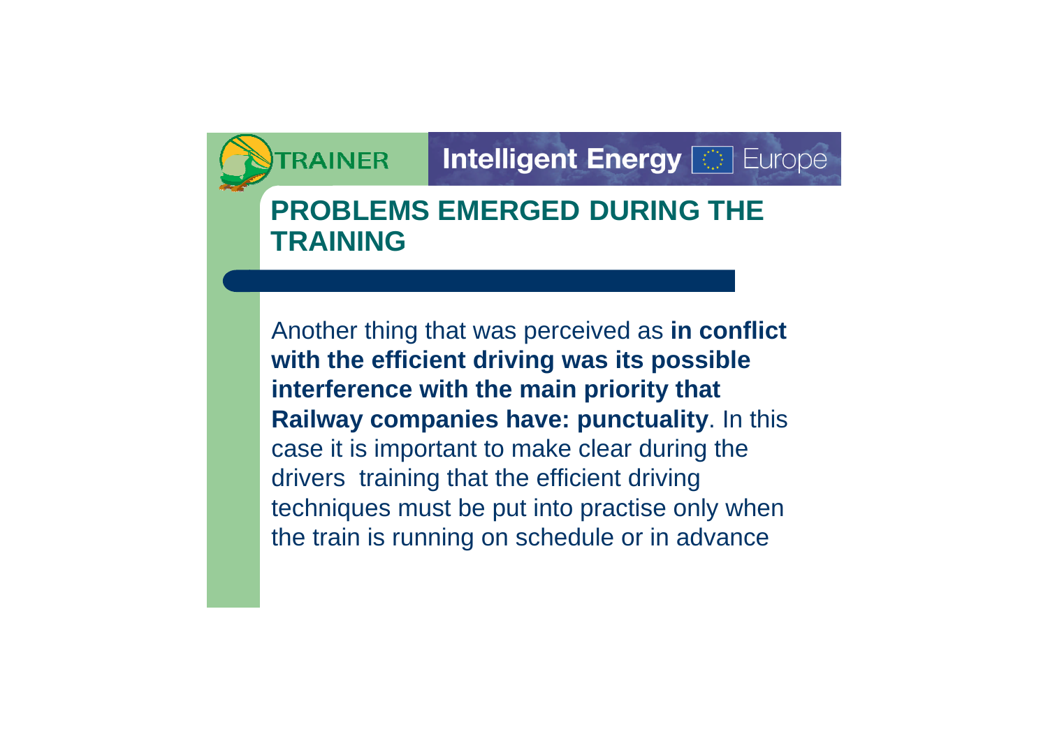## PROBLEMS EMERGED DURING THE TRAINING

Another thing that was perceived as **in conflict with the efficient driving was its possible interference with the main priority that Railway companies have: punctuality**. In this case it is important to make clear during the drivers training that the efficient driving techniques must be put into practise only when the train is running on schedule or in advance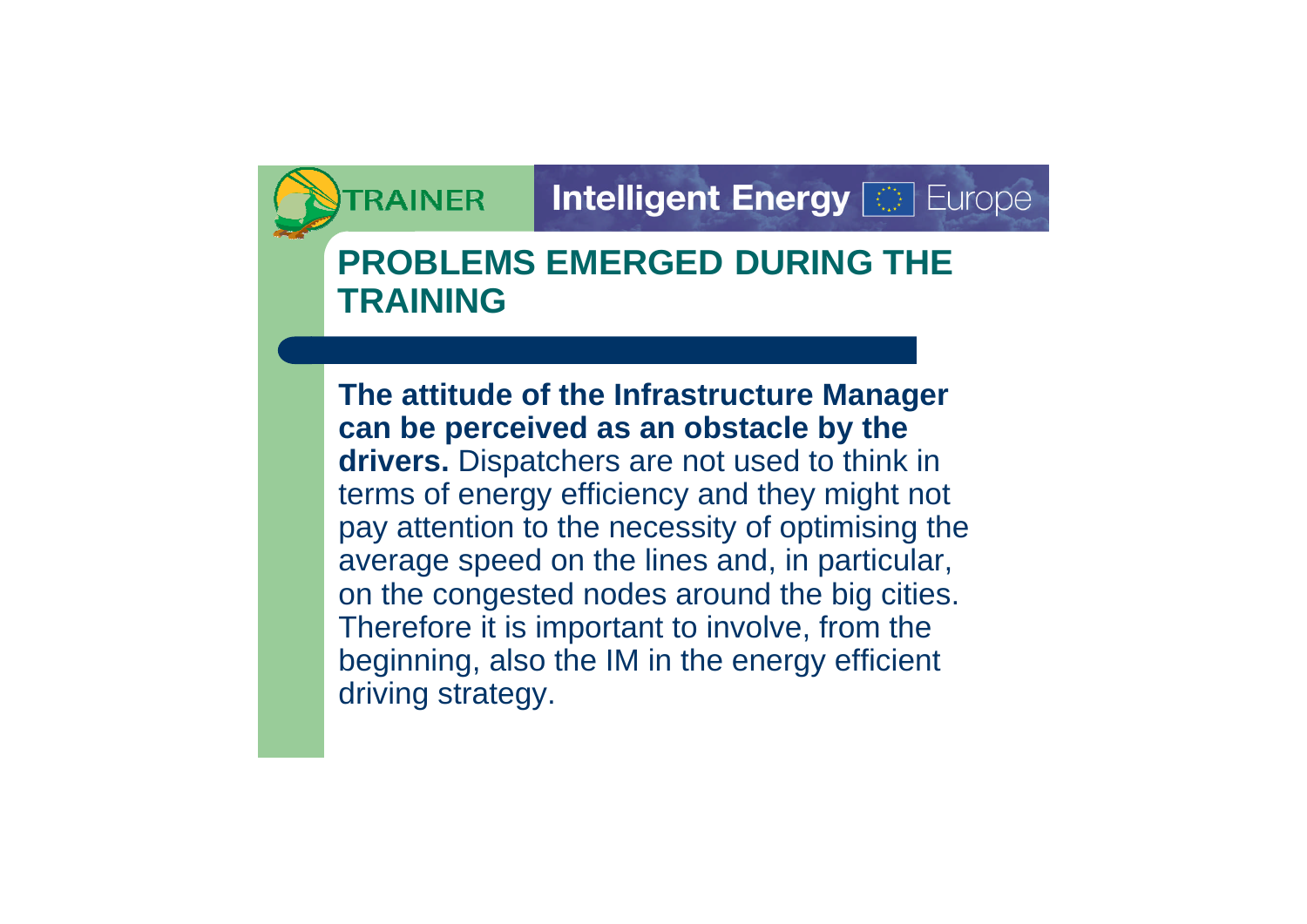## PROBLEMS EMERGED DURING THE TRAINING

**The attitude of the Infrastructure Manager can be perceived as an obstacle by the drivers.** Dispatchers are not used to think in terms of energy efficiency and they might not pay attention to the necessity of optimising the average speed on the lines and, in particular, on the congested nodes around the big cities. Therefore it is important to involve, from the beginning, also the IM in the energy efficient driving strategy.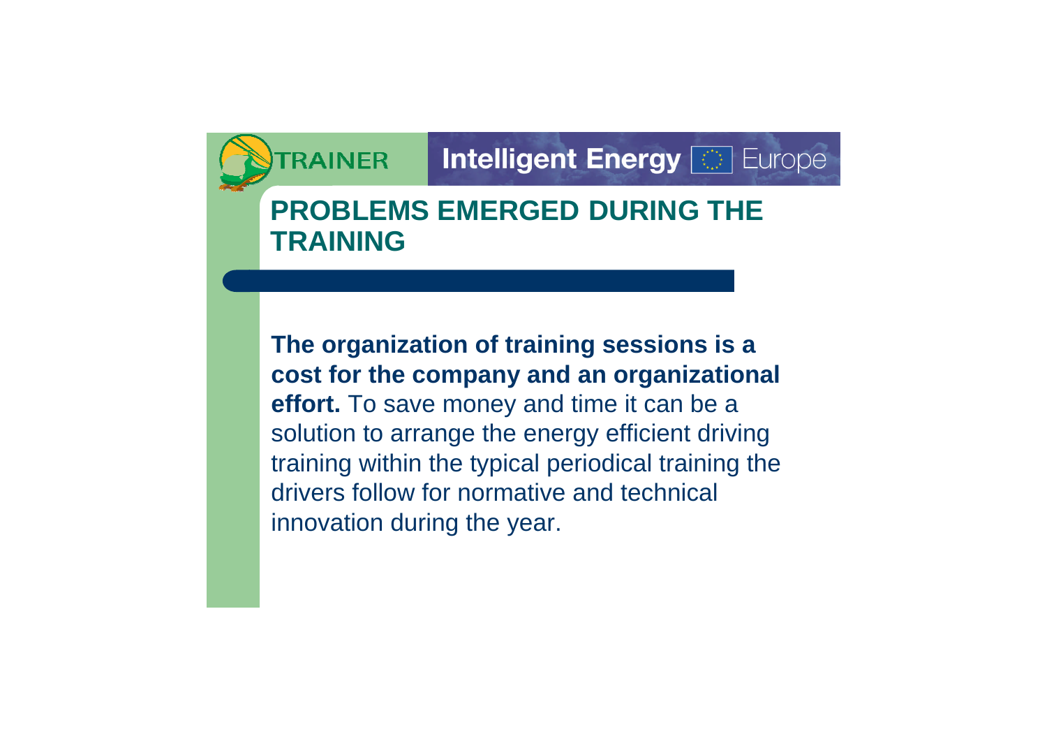# PROBLEMS EMERGED DURING THE TRAINING

**The organization of training sessions is a cost for the company and an organizational effort.** To save money and time it can be a solution to arrange the energy efficient driving training within the typical periodical training the drivers follow for normative and technical innovation during the year.